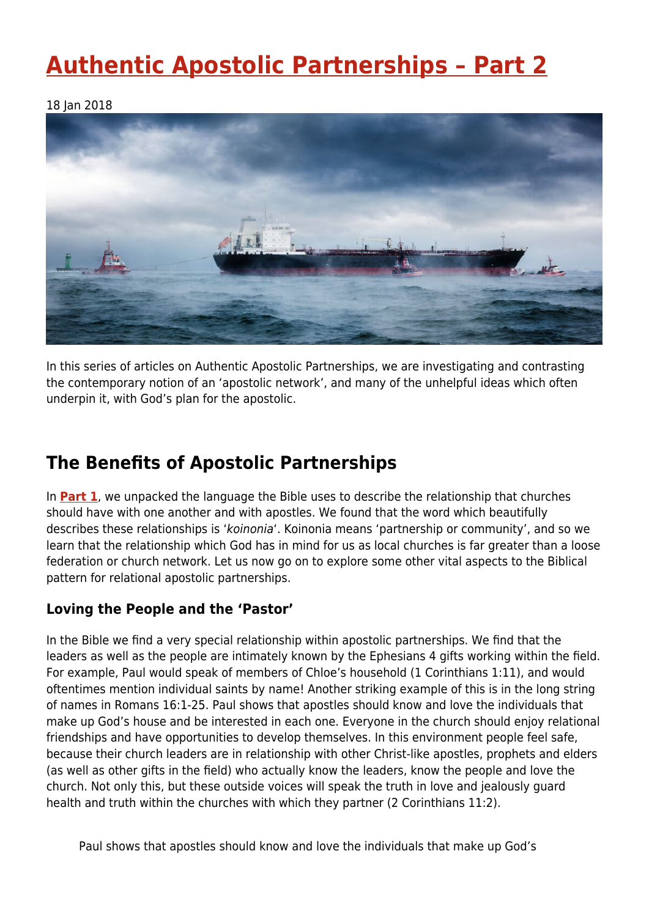# Authentic Apostolic Partnerships – Part 2

18 Jan 2018

In this series of articles on Authentic Apostolic Partnerships, we are investigating and contrasting the contemporary notion of an 'apostolic network', and many of the unhelpful ideas which often underpin it, with God's plan for the apostolic.

## The Benefits of Apostolic Partnerships

In **Part 1**, we unpacked the language the Bible uses to describe the relationship that churches should have with one another and with apostles. We found that the word which beautifully describes these relationships is '*koinonia*'. Koinonia means 'partnership or community', and so we learn that the relationship which God has in mind for us as local churches is far greater than a loose federation or church network. Let us now go on to explore some other vital aspects to the Biblical pattern for relational apostolic partnerships.

### Loving the People and the 'Pastor'

In the Bible we find a very special relationship within apostolic partnerships. We find that the leaders as well as the people are intimately known by the Ephesians 4 gifts working within the field. For example, Paul would speak of members of Chloe's household (1 Corinthians 1:11), and would oftentimes mention individual saints by name! Another striking example of this is in the long string of names in Romans 16:1-25. Paul shows that apostles should know and love the individuals that make up God's house and be interested in each one. Everyone in the church should enjoy relational friendships and have opportunities to develop themselves. In this environment people feel safe, because their church leaders are in relationship with other Christ-like apostles, prophets and elders (as well as other gifts in the field) who actually know the leaders, know the people and love the church. Not only this, but these outside voices will speak the truth in love and jealously guard health and truth within the churches with which they partner (2 Corinthians 11:2).

Paul shows that apostles should know and love the individuals that make up God's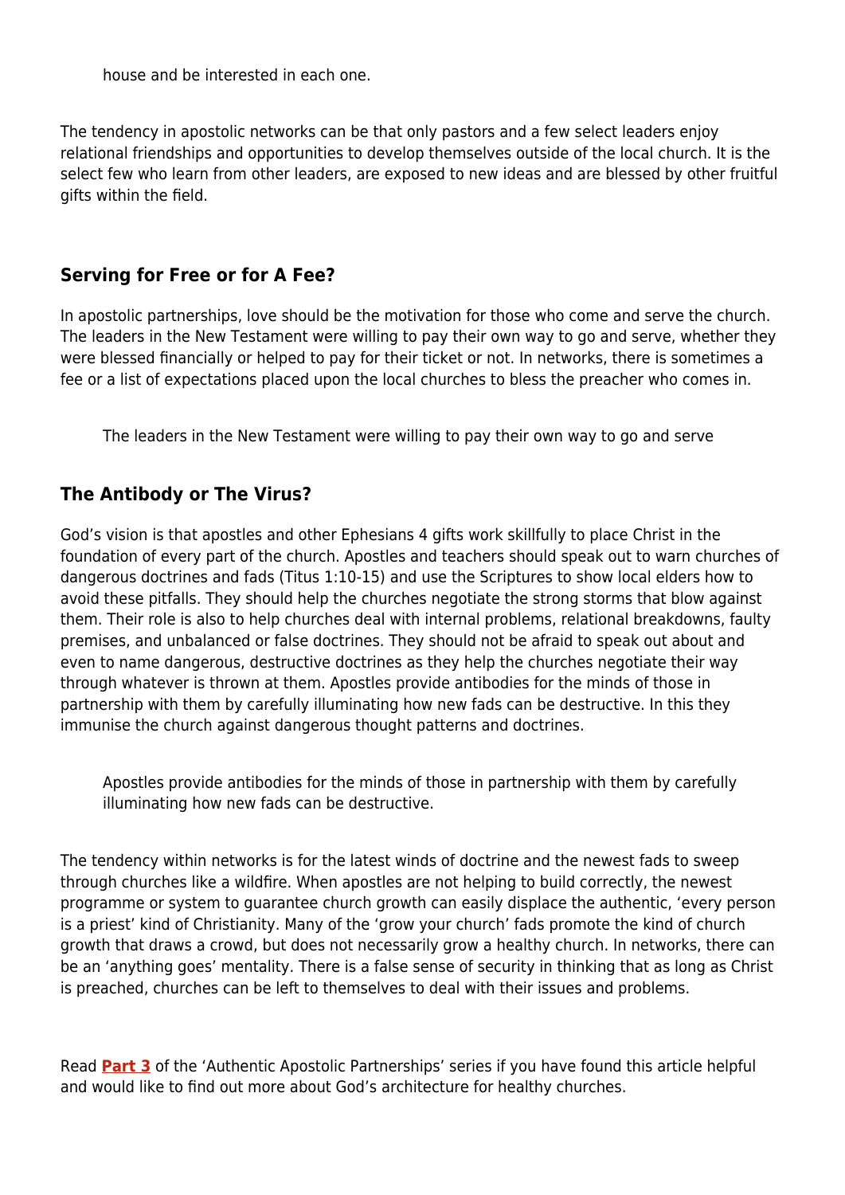> house and be interested in each one.

The tendency in apostolic networks can be that only pastors and a few select leaders enjoy relational friendships and opportunities to develop themselves outside of the local church. It is the select few who learn from other leaders, are exposed to new ideas and are blessed by other fruitful gifts within the field.

### Serving for Free or for A Fee?

In apostolic partnerships, love should be the motivation for those who come and serve the church. The leaders in the New Testament were willing to pay their own way to go and serve, whether they were blessed financially or helped to pay for their ticket or not. In networks, there is sometimes a fee or a list of expectations placed upon the local churches to bless the preacher who comes in.

> The leaders in the New Testament were willing to pay their own way to go and serve

### The Antibody or The Virus?

God's vision is that apostles and other Ephesians 4 gifts work skillfully to place Christ in the foundation of every part of the church. Apostles and teachers should speak out to warn churches of dangerous doctrines and fads (Titus 1:10-15) and use the Scriptures to show local elders how to avoid these pitfalls. They should help the churches negotiate the strong storms that blow against them. Their role is also to help churches deal with internal problems, relational breakdowns, faulty premises, and unbalanced or false doctrines. They should not be afraid to speak out about and even to name dangerous, destructive doctrines as they help the churches negotiate their way through whatever is thrown at them. Apostles provide antibodies for the minds of those in partnership with them by carefully illuminating how new fads can be destructive. In this they immunise the church against dangerous thought patterns and doctrines.

> Apostles provide antibodies for the minds of those in partnership with them by carefully illuminating how new fads can be destructive.

The tendency within networks is for the latest winds of doctrine and the newest fads to sweep through churches like a wildfire. When apostles are not helping to build correctly, the newest programme or system to guarantee church growth can easily displace the authentic, 'every person is a priest' kind of Christianity. Many of the 'grow your church' fads promote the kind of church growth that draws a crowd, but does not necessarily grow a healthy church. In networks, there can be an 'anything goes' mentality. There is a false sense of security in thinking that as long as Christ is preached, churches can be left to themselves to deal with their issues and problems.

Read **Part 3** of the 'Authentic Apostolic Partnerships' series if you have found this article helpful and would like to find out more about God's architecture for healthy churches.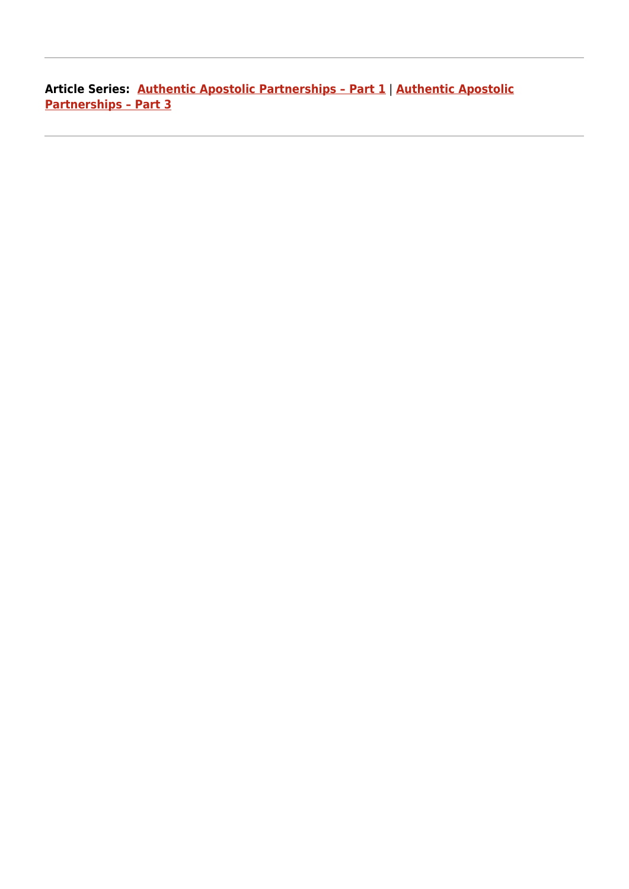---

**Article Series:** **Authentic Apostolic Partnerships – Part 1** | **Authentic Apostolic Partnerships – Part 3**

---